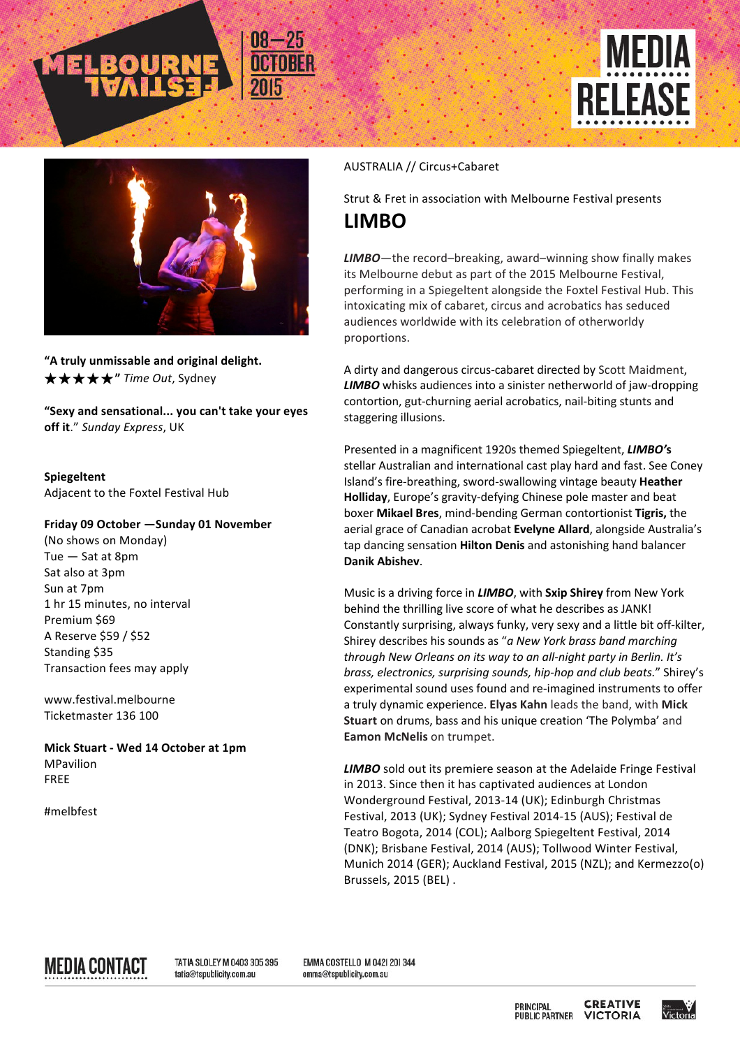MELBOURNE FESTIVAL 08–25 OCTOBER 2015

# MEDIA RELEASE

AUSTRALIA // Circus+Cabaret

Strut & Fret in association with Melbourne Festival presents

## LIMBO

***LIMBO***—the record–breaking, award–winning show finally makes its Melbourne debut as part of the 2015 Melbourne Festival, performing in a Spiegeltent alongside the Foxtel Festival Hub. This intoxicating mix of cabaret, circus and acrobatics has seduced audiences worldwide with its celebration of otherworldy proportions.

A dirty and dangerous circus-cabaret directed by Scott Maidment, ***LIMBO*** whisks audiences into a sinister netherworld of jaw-dropping contortion, gut-churning aerial acrobatics, nail-biting stunts and staggering illusions.

Presented in a magnificent 1920s themed Spiegeltent, ***LIMBO's*** stellar Australian and international cast play hard and fast. See Coney Island's fire-breathing, sword-swallowing vintage beauty **Heather Holliday**, Europe's gravity-defying Chinese pole master and beat boxer **Mikael Bres**, mind-bending German contortionist **Tigris,** the aerial grace of Canadian acrobat **Evelyne Allard**, alongside Australia's tap dancing sensation **Hilton Denis** and astonishing hand balancer **Danik Abishev**.

Music is a driving force in ***LIMBO***, with **Sxip Shirey** from New York behind the thrilling live score of what he describes as JANK! Constantly surprising, always funky, very sexy and a little bit off-kilter, Shirey describes his sounds as "*a New York brass band marching through New Orleans on its way to an all-night party in Berlin. It's brass, electronics, surprising sounds, hip-hop and club beats.*" Shirey's experimental sound uses found and re-imagined instruments to offer a truly dynamic experience. **Elyas Kahn** leads the band, with **Mick Stuart** on drums, bass and his unique creation 'The Polymba' and **Eamon McNelis** on trumpet.

***LIMBO*** sold out its premiere season at the Adelaide Fringe Festival in 2013. Since then it has captivated audiences at London Wonderground Festival, 2013-14 (UK); Edinburgh Christmas Festival, 2013 (UK); Sydney Festival 2014-15 (AUS); Festival de Teatro Bogota, 2014 (COL); Aalborg Spiegeltent Festival, 2014 (DNK); Brisbane Festival, 2014 (AUS); Tollwood Winter Festival, Munich 2014 (GER); Auckland Festival, 2015 (NZL); and Kermezzo(o) Brussels, 2015 (BEL) .

**"A truly unmissable and original delight. ★★★★★"** *Time Out*, Sydney

**"Sexy and sensational... you can't take your eyes off it**." *Sunday Express*, UK

**Spiegeltent**
Adjacent to the Foxtel Festival Hub

**Friday 09 October —Sunday 01 November**
(No shows on Monday)
Tue — Sat at 8pm
Sat also at 3pm
Sun at 7pm
1 hr 15 minutes, no interval
Premium $69
A Reserve $59 / $52
Standing $35
Transaction fees may apply

www.festival.melbourne
Ticketmaster 136 100

**Mick Stuart - Wed 14 October at 1pm**
MPavilion
FREE

#melbfest

**MEDIA CONTACT**

TATIA SLOLEY M 0403 305 395
tatia@tspublicity.com.au

EMMA COSTELLO M 0421 201 344
emma@tspublicity.com.au

PRINCIPAL PUBLIC PARTNER — CREATIVE VICTORIA — Victoria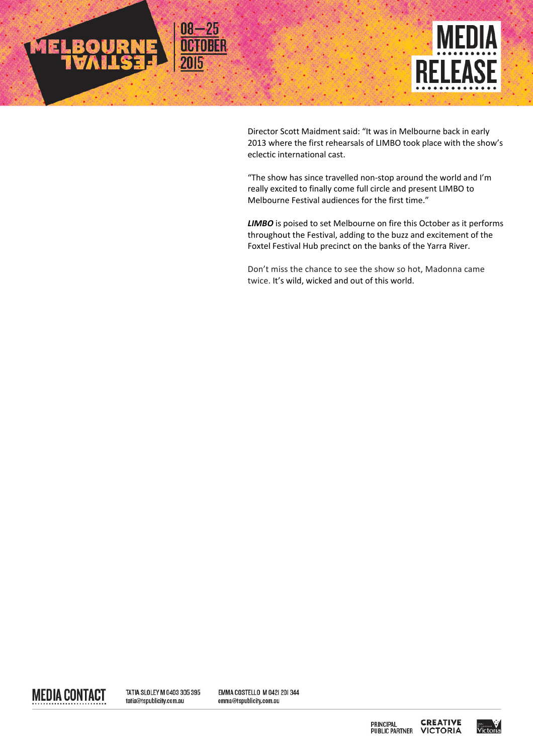Director Scott Maidment said: "It was in Melbourne back in early 2013 where the first rehearsals of LIMBO took place with the show's eclectic international cast.

"The show has since travelled non-stop around the world and I'm really excited to finally come full circle and present LIMBO to Melbourne Festival audiences for the first time."

***LIMBO*** is poised to set Melbourne on fire this October as it performs throughout the Festival, adding to the buzz and excitement of the Foxtel Festival Hub precinct on the banks of the Yarra River.

Don't miss the chance to see the show so hot, Madonna came twice. It's wild, wicked and out of this world.

**MEDIA CONTACT**

TATIA SLOLEY M 0403 305 395
tatia@tspublicity.com.au

EMMA COSTELLO M 0421 201 344
emma@tspublicity.com.au